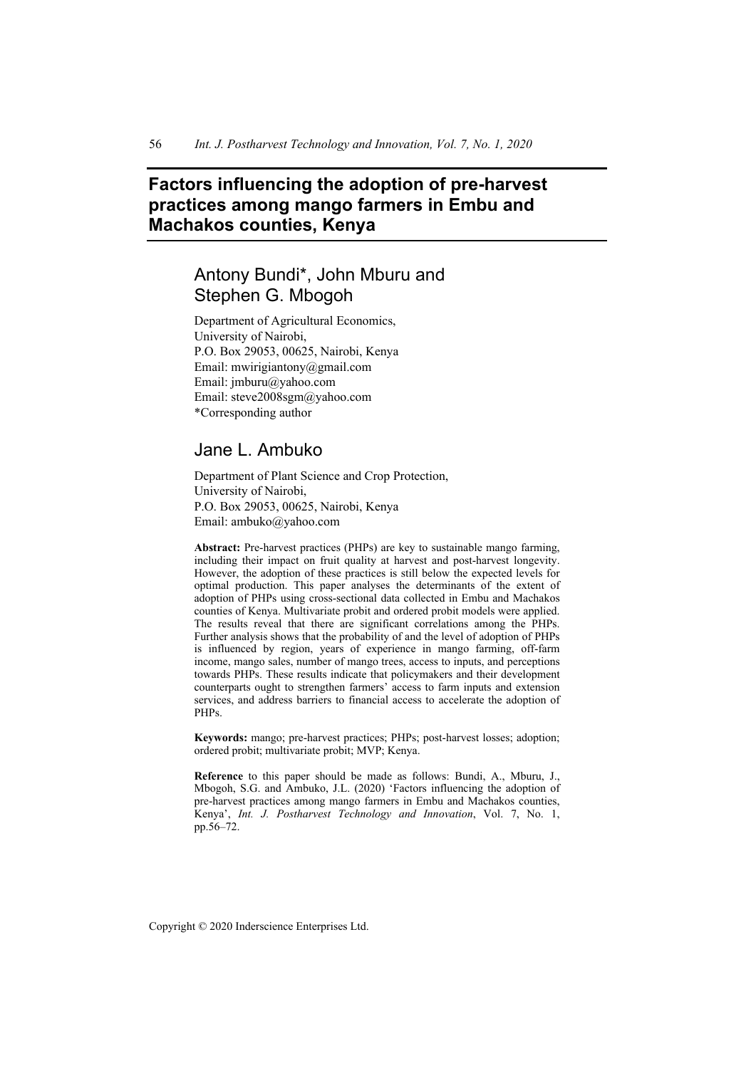# Factors influencing the adoption of pre-harvest practices among mango farmers in Embu and Machakos counties, Kenya

## Antony Bundi*, John Mburu and Stephen G. Mbogoh

Department of Agricultural Economics,
University of Nairobi,
P.O. Box 29053, 00625, Nairobi, Kenya
Email: mwirigiantony@gmail.com
Email: jmburu@yahoo.com
Email: steve2008sgm@yahoo.com
*Corresponding author

## Jane L. Ambuko

Department of Plant Science and Crop Protection,
University of Nairobi,
P.O. Box 29053, 00625, Nairobi, Kenya
Email: ambuko@yahoo.com

**Abstract:** Pre-harvest practices (PHPs) are key to sustainable mango farming, including their impact on fruit quality at harvest and post-harvest longevity. However, the adoption of these practices is still below the expected levels for optimal production. This paper analyses the determinants of the extent of adoption of PHPs using cross-sectional data collected in Embu and Machakos counties of Kenya. Multivariate probit and ordered probit models were applied. The results reveal that there are significant correlations among the PHPs. Further analysis shows that the probability of and the level of adoption of PHPs is influenced by region, years of experience in mango farming, off-farm income, mango sales, number of mango trees, access to inputs, and perceptions towards PHPs. These results indicate that policymakers and their development counterparts ought to strengthen farmers' access to farm inputs and extension services, and address barriers to financial access to accelerate the adoption of PHPs.

**Keywords:** mango; pre-harvest practices; PHPs; post-harvest losses; adoption; ordered probit; multivariate probit; MVP; Kenya.

**Reference** to this paper should be made as follows: Bundi, A., Mburu, J., Mbogoh, S.G. and Ambuko, J.L. (2020) 'Factors influencing the adoption of pre-harvest practices among mango farmers in Embu and Machakos counties, Kenya', *Int. J. Postharvest Technology and Innovation*, Vol. 7, No. 1, pp.56–72.

Copyright © 2020 Inderscience Enterprises Ltd.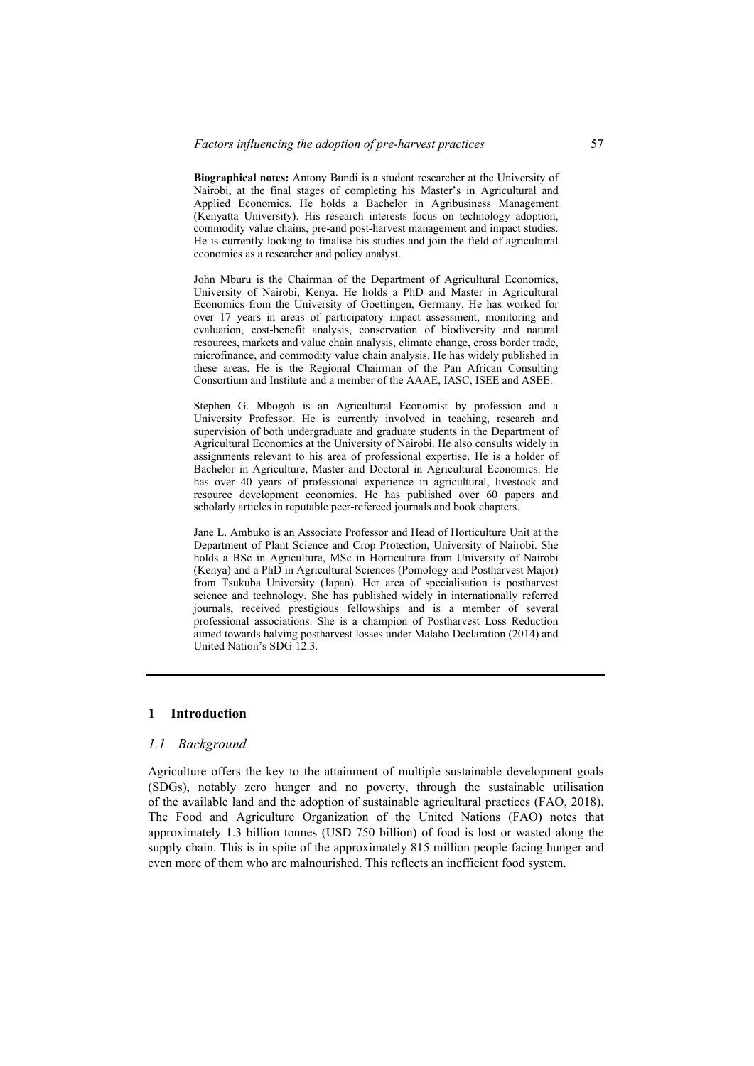**Biographical notes:** Antony Bundi is a student researcher at the University of Nairobi, at the final stages of completing his Master's in Agricultural and Applied Economics. He holds a Bachelor in Agribusiness Management (Kenyatta University). His research interests focus on technology adoption, commodity value chains, pre-and post-harvest management and impact studies. He is currently looking to finalise his studies and join the field of agricultural economics as a researcher and policy analyst.

John Mburu is the Chairman of the Department of Agricultural Economics, University of Nairobi, Kenya. He holds a PhD and Master in Agricultural Economics from the University of Goettingen, Germany. He has worked for over 17 years in areas of participatory impact assessment, monitoring and evaluation, cost-benefit analysis, conservation of biodiversity and natural resources, markets and value chain analysis, climate change, cross border trade, microfinance, and commodity value chain analysis. He has widely published in these areas. He is the Regional Chairman of the Pan African Consulting Consortium and Institute and a member of the AAAE, IASC, ISEE and ASEE.

Stephen G. Mbogoh is an Agricultural Economist by profession and a University Professor. He is currently involved in teaching, research and supervision of both undergraduate and graduate students in the Department of Agricultural Economics at the University of Nairobi. He also consults widely in assignments relevant to his area of professional expertise. He is a holder of Bachelor in Agriculture, Master and Doctoral in Agricultural Economics. He has over 40 years of professional experience in agricultural, livestock and resource development economics. He has published over 60 papers and scholarly articles in reputable peer-refereed journals and book chapters.

Jane L. Ambuko is an Associate Professor and Head of Horticulture Unit at the Department of Plant Science and Crop Protection, University of Nairobi. She holds a BSc in Agriculture, MSc in Horticulture from University of Nairobi (Kenya) and a PhD in Agricultural Sciences (Pomology and Postharvest Major) from Tsukuba University (Japan). Her area of specialisation is postharvest science and technology. She has published widely in internationally referred journals, received prestigious fellowships and is a member of several professional associations. She is a champion of Postharvest Loss Reduction aimed towards halving postharvest losses under Malabo Declaration (2014) and United Nation's SDG 12.3.

## 1 Introduction

### *1.1 Background*

Agriculture offers the key to the attainment of multiple sustainable development goals (SDGs), notably zero hunger and no poverty, through the sustainable utilisation of the available land and the adoption of sustainable agricultural practices (FAO, 2018). The Food and Agriculture Organization of the United Nations (FAO) notes that approximately 1.3 billion tonnes (USD 750 billion) of food is lost or wasted along the supply chain. This is in spite of the approximately 815 million people facing hunger and even more of them who are malnourished. This reflects an inefficient food system.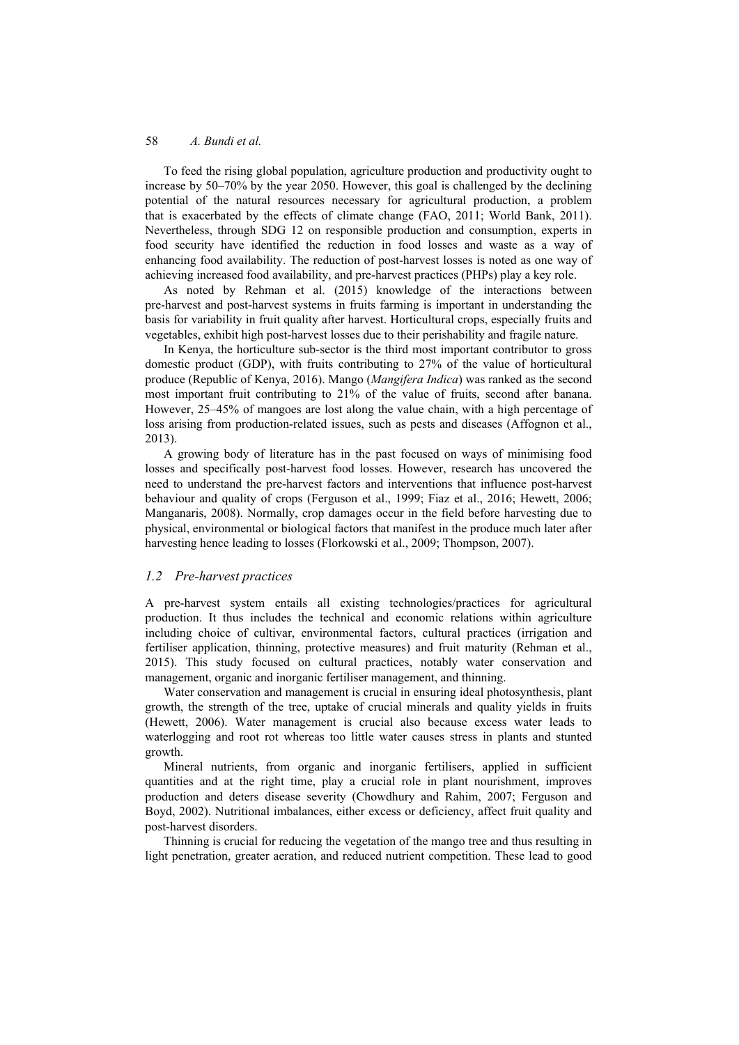To feed the rising global population, agriculture production and productivity ought to increase by 50–70% by the year 2050. However, this goal is challenged by the declining potential of the natural resources necessary for agricultural production, a problem that is exacerbated by the effects of climate change (FAO, 2011; World Bank, 2011). Nevertheless, through SDG 12 on responsible production and consumption, experts in food security have identified the reduction in food losses and waste as a way of enhancing food availability. The reduction of post-harvest losses is noted as one way of achieving increased food availability, and pre-harvest practices (PHPs) play a key role.

As noted by Rehman et al. (2015) knowledge of the interactions between pre-harvest and post-harvest systems in fruits farming is important in understanding the basis for variability in fruit quality after harvest. Horticultural crops, especially fruits and vegetables, exhibit high post-harvest losses due to their perishability and fragile nature.

In Kenya, the horticulture sub-sector is the third most important contributor to gross domestic product (GDP), with fruits contributing to 27% of the value of horticultural produce (Republic of Kenya, 2016). Mango (*Mangifera Indica*) was ranked as the second most important fruit contributing to 21% of the value of fruits, second after banana. However, 25–45% of mangoes are lost along the value chain, with a high percentage of loss arising from production-related issues, such as pests and diseases (Affognon et al., 2013).

A growing body of literature has in the past focused on ways of minimising food losses and specifically post-harvest food losses. However, research has uncovered the need to understand the pre-harvest factors and interventions that influence post-harvest behaviour and quality of crops (Ferguson et al., 1999; Fiaz et al., 2016; Hewett, 2006; Manganaris, 2008). Normally, crop damages occur in the field before harvesting due to physical, environmental or biological factors that manifest in the produce much later after harvesting hence leading to losses (Florkowski et al., 2009; Thompson, 2007).

### *1.2 Pre-harvest practices*

A pre-harvest system entails all existing technologies/practices for agricultural production. It thus includes the technical and economic relations within agriculture including choice of cultivar, environmental factors, cultural practices (irrigation and fertiliser application, thinning, protective measures) and fruit maturity (Rehman et al., 2015). This study focused on cultural practices, notably water conservation and management, organic and inorganic fertiliser management, and thinning.

Water conservation and management is crucial in ensuring ideal photosynthesis, plant growth, the strength of the tree, uptake of crucial minerals and quality yields in fruits (Hewett, 2006). Water management is crucial also because excess water leads to waterlogging and root rot whereas too little water causes stress in plants and stunted growth.

Mineral nutrients, from organic and inorganic fertilisers, applied in sufficient quantities and at the right time, play a crucial role in plant nourishment, improves production and deters disease severity (Chowdhury and Rahim, 2007; Ferguson and Boyd, 2002). Nutritional imbalances, either excess or deficiency, affect fruit quality and post-harvest disorders.

Thinning is crucial for reducing the vegetation of the mango tree and thus resulting in light penetration, greater aeration, and reduced nutrient competition. These lead to good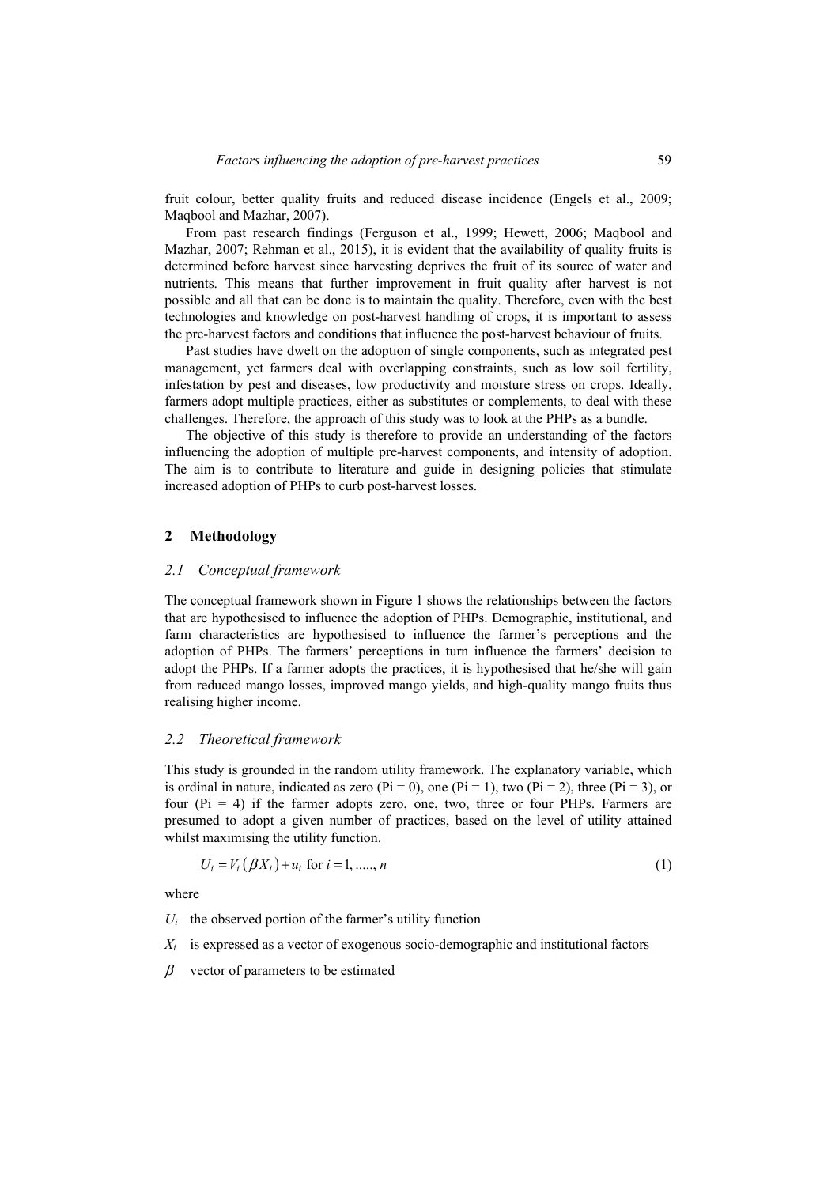fruit colour, better quality fruits and reduced disease incidence (Engels et al., 2009; Maqbool and Mazhar, 2007).

From past research findings (Ferguson et al., 1999; Hewett, 2006; Maqbool and Mazhar, 2007; Rehman et al., 2015), it is evident that the availability of quality fruits is determined before harvest since harvesting deprives the fruit of its source of water and nutrients. This means that further improvement in fruit quality after harvest is not possible and all that can be done is to maintain the quality. Therefore, even with the best technologies and knowledge on post-harvest handling of crops, it is important to assess the pre-harvest factors and conditions that influence the post-harvest behaviour of fruits.

Past studies have dwelt on the adoption of single components, such as integrated pest management, yet farmers deal with overlapping constraints, such as low soil fertility, infestation by pest and diseases, low productivity and moisture stress on crops. Ideally, farmers adopt multiple practices, either as substitutes or complements, to deal with these challenges. Therefore, the approach of this study was to look at the PHPs as a bundle.

The objective of this study is therefore to provide an understanding of the factors influencing the adoption of multiple pre-harvest components, and intensity of adoption. The aim is to contribute to literature and guide in designing policies that stimulate increased adoption of PHPs to curb post-harvest losses.

## 2 Methodology

### 2.1 Conceptual framework

The conceptual framework shown in Figure 1 shows the relationships between the factors that are hypothesised to influence the adoption of PHPs. Demographic, institutional, and farm characteristics are hypothesised to influence the farmer's perceptions and the adoption of PHPs. The farmers' perceptions in turn influence the farmers' decision to adopt the PHPs. If a farmer adopts the practices, it is hypothesised that he/she will gain from reduced mango losses, improved mango yields, and high-quality mango fruits thus realising higher income.

### 2.2 Theoretical framework

This study is grounded in the random utility framework. The explanatory variable, which is ordinal in nature, indicated as zero (Pi = 0), one (Pi = 1), two (Pi = 2), three (Pi = 3), or four (Pi = 4) if the farmer adopts zero, one, two, three or four PHPs. Farmers are presumed to adopt a given number of practices, based on the level of utility attained whilst maximising the utility function.

$$U_i = V_i\left(\beta X_i\right) + u_i \text{ for } i = 1, \ldots, n \tag{1}$$

where

- $U_i$ the observed portion of the farmer's utility function
- $X_i$ is expressed as a vector of exogenous socio-demographic and institutional factors
- $\beta$ vector of parameters to be estimated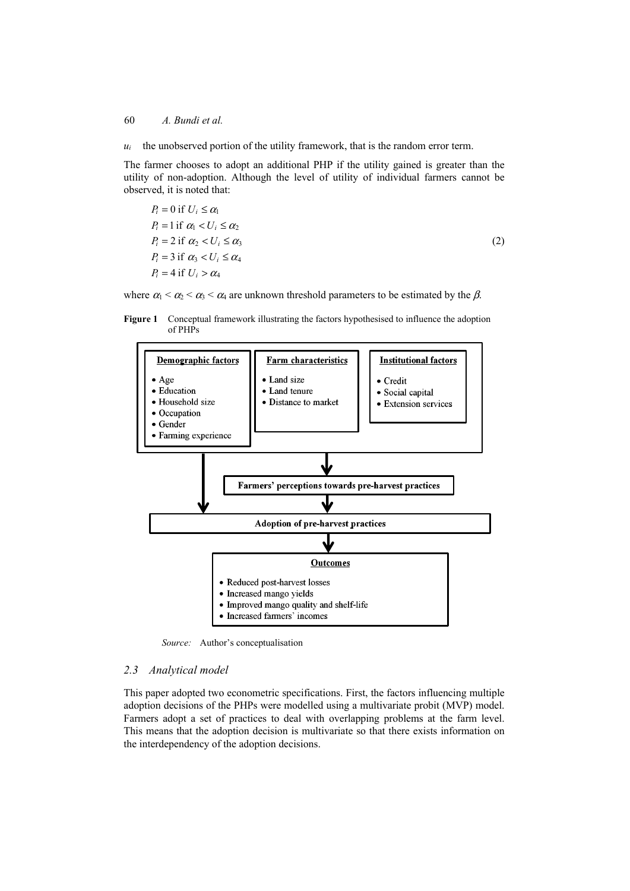$u_i$ the unobserved portion of the utility framework, that is the random error term.

The farmer chooses to adopt an additional PHP if the utility gained is greater than the utility of non-adoption. Although the level of utility of individual farmers cannot be observed, it is noted that:

$$
\begin{aligned}
&P_i = 0 \text{ if } U_i \leq \alpha_1 \\
&P_i = 1 \text{ if } \alpha_1 < U_i \leq \alpha_2 \\
&P_i = 2 \text{ if } \alpha_2 < U_i \leq \alpha_3 \\
&P_i = 3 \text{ if } \alpha_3 < U_i \leq \alpha_4 \\
&P_i = 4 \text{ if } U_i > \alpha_4
\end{aligned}
\tag{2}
$$

where $\alpha_1 < \alpha_2 < \alpha_3 < \alpha_4$ are unknown threshold parameters to be estimated by the $\beta$.

**Figure 1** Conceptual framework illustrating the factors hypothesised to influence the adoption of PHPs

**Demographic factors**

- Age
- Education
- Household size
- Occupation
- Gender
- Farming experience

**Farm characteristics**

- Land size
- Land tenure
- Distance to market

**Institutional factors**

- Credit
- Social capital
- Extension services

**Farmers' perceptions towards pre-harvest practices**

**Adoption of pre-harvest practices**

**Outcomes**

- Reduced post-harvest losses
- Increased mango yields
- Improved mango quality and shelf-life
- Increased farmers' incomes

*Source:* Author's conceptualisation

### 2.3 Analytical model

This paper adopted two econometric specifications. First, the factors influencing multiple adoption decisions of the PHPs were modelled using a multivariate probit (MVP) model. Farmers adopt a set of practices to deal with overlapping problems at the farm level. This means that the adoption decision is multivariate so that there exists information on the interdependency of the adoption decisions.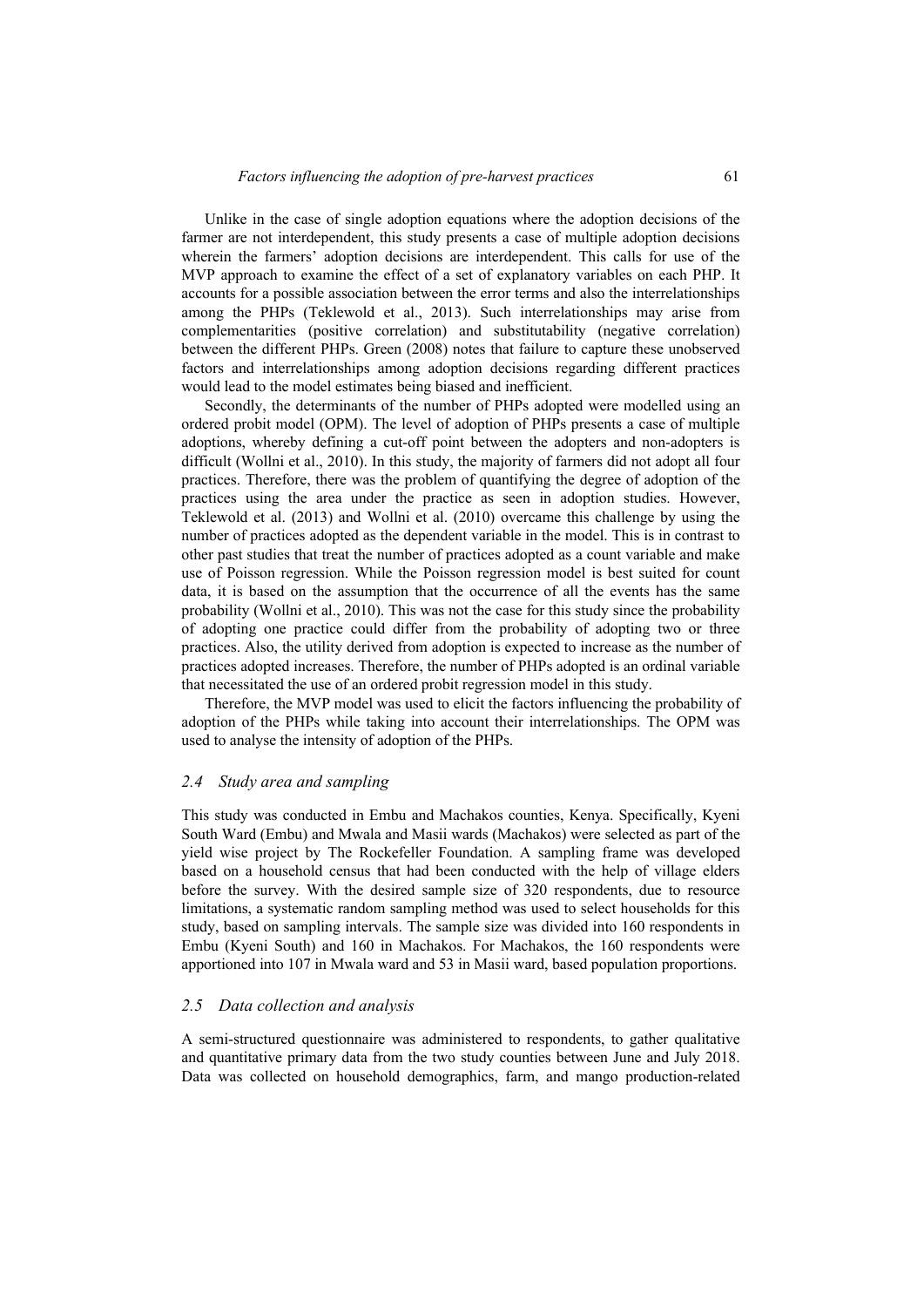Unlike in the case of single adoption equations where the adoption decisions of the farmer are not interdependent, this study presents a case of multiple adoption decisions wherein the farmers' adoption decisions are interdependent. This calls for use of the MVP approach to examine the effect of a set of explanatory variables on each PHP. It accounts for a possible association between the error terms and also the interrelationships among the PHPs (Teklewold et al., 2013). Such interrelationships may arise from complementarities (positive correlation) and substitutability (negative correlation) between the different PHPs. Green (2008) notes that failure to capture these unobserved factors and interrelationships among adoption decisions regarding different practices would lead to the model estimates being biased and inefficient.

Secondly, the determinants of the number of PHPs adopted were modelled using an ordered probit model (OPM). The level of adoption of PHPs presents a case of multiple adoptions, whereby defining a cut-off point between the adopters and non-adopters is difficult (Wollni et al., 2010). In this study, the majority of farmers did not adopt all four practices. Therefore, there was the problem of quantifying the degree of adoption of the practices using the area under the practice as seen in adoption studies. However, Teklewold et al. (2013) and Wollni et al. (2010) overcame this challenge by using the number of practices adopted as the dependent variable in the model. This is in contrast to other past studies that treat the number of practices adopted as a count variable and make use of Poisson regression. While the Poisson regression model is best suited for count data, it is based on the assumption that the occurrence of all the events has the same probability (Wollni et al., 2010). This was not the case for this study since the probability of adopting one practice could differ from the probability of adopting two or three practices. Also, the utility derived from adoption is expected to increase as the number of practices adopted increases. Therefore, the number of PHPs adopted is an ordinal variable that necessitated the use of an ordered probit regression model in this study.

Therefore, the MVP model was used to elicit the factors influencing the probability of adoption of the PHPs while taking into account their interrelationships. The OPM was used to analyse the intensity of adoption of the PHPs.

### *2.4 Study area and sampling*

This study was conducted in Embu and Machakos counties, Kenya. Specifically, Kyeni South Ward (Embu) and Mwala and Masii wards (Machakos) were selected as part of the yield wise project by The Rockefeller Foundation. A sampling frame was developed based on a household census that had been conducted with the help of village elders before the survey. With the desired sample size of 320 respondents, due to resource limitations, a systematic random sampling method was used to select households for this study, based on sampling intervals. The sample size was divided into 160 respondents in Embu (Kyeni South) and 160 in Machakos. For Machakos, the 160 respondents were apportioned into 107 in Mwala ward and 53 in Masii ward, based population proportions.

### *2.5 Data collection and analysis*

A semi-structured questionnaire was administered to respondents, to gather qualitative and quantitative primary data from the two study counties between June and July 2018. Data was collected on household demographics, farm, and mango production-related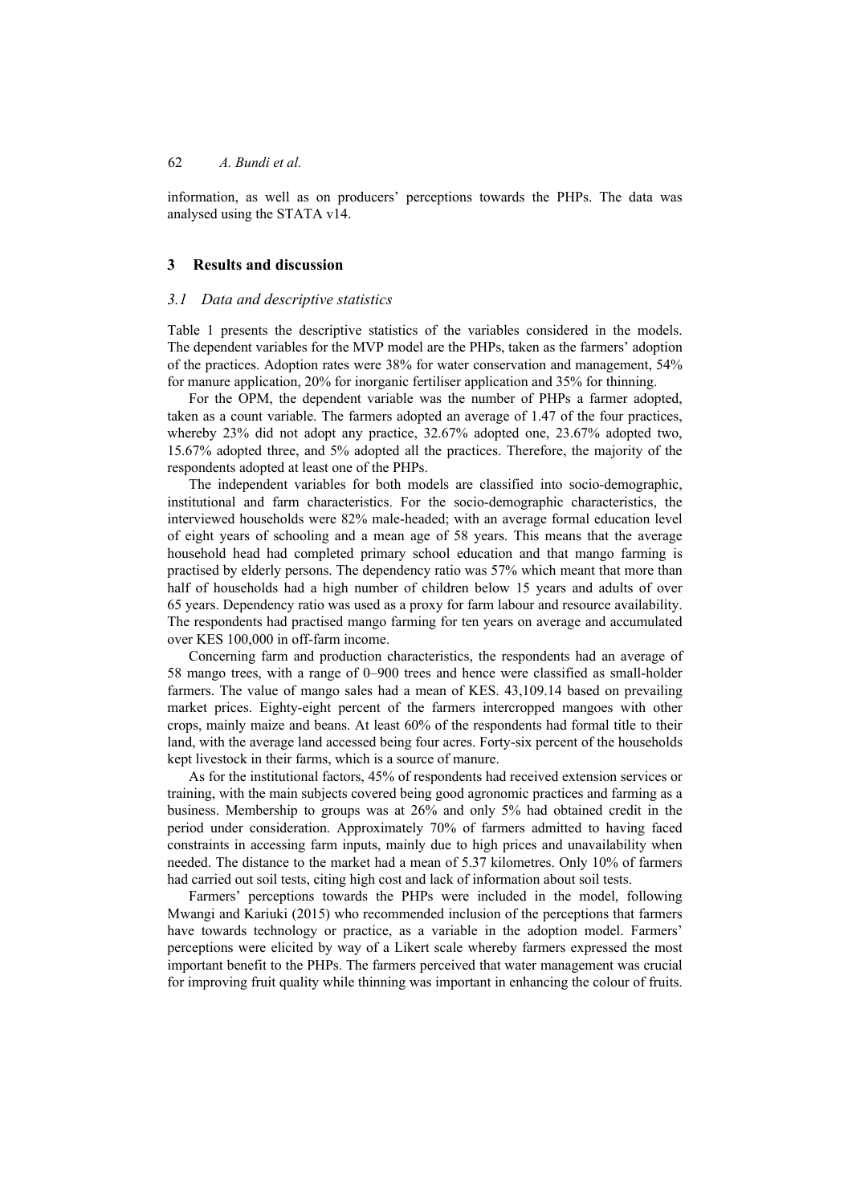information, as well as on producers' perceptions towards the PHPs. The data was analysed using the STATA v14.

## 3 Results and discussion

### *3.1 Data and descriptive statistics*

Table 1 presents the descriptive statistics of the variables considered in the models. The dependent variables for the MVP model are the PHPs, taken as the farmers' adoption of the practices. Adoption rates were 38% for water conservation and management, 54% for manure application, 20% for inorganic fertiliser application and 35% for thinning.

For the OPM, the dependent variable was the number of PHPs a farmer adopted, taken as a count variable. The farmers adopted an average of 1.47 of the four practices, whereby 23% did not adopt any practice, 32.67% adopted one, 23.67% adopted two, 15.67% adopted three, and 5% adopted all the practices. Therefore, the majority of the respondents adopted at least one of the PHPs.

The independent variables for both models are classified into socio-demographic, institutional and farm characteristics. For the socio-demographic characteristics, the interviewed households were 82% male-headed; with an average formal education level of eight years of schooling and a mean age of 58 years. This means that the average household head had completed primary school education and that mango farming is practised by elderly persons. The dependency ratio was 57% which meant that more than half of households had a high number of children below 15 years and adults of over 65 years. Dependency ratio was used as a proxy for farm labour and resource availability. The respondents had practised mango farming for ten years on average and accumulated over KES 100,000 in off-farm income.

Concerning farm and production characteristics, the respondents had an average of 58 mango trees, with a range of 0–900 trees and hence were classified as small-holder farmers. The value of mango sales had a mean of KES. 43,109.14 based on prevailing market prices. Eighty-eight percent of the farmers intercropped mangoes with other crops, mainly maize and beans. At least 60% of the respondents had formal title to their land, with the average land accessed being four acres. Forty-six percent of the households kept livestock in their farms, which is a source of manure.

As for the institutional factors, 45% of respondents had received extension services or training, with the main subjects covered being good agronomic practices and farming as a business. Membership to groups was at 26% and only 5% had obtained credit in the period under consideration. Approximately 70% of farmers admitted to having faced constraints in accessing farm inputs, mainly due to high prices and unavailability when needed. The distance to the market had a mean of 5.37 kilometres. Only 10% of farmers had carried out soil tests, citing high cost and lack of information about soil tests.

Farmers' perceptions towards the PHPs were included in the model, following Mwangi and Kariuki (2015) who recommended inclusion of the perceptions that farmers have towards technology or practice, as a variable in the adoption model. Farmers' perceptions were elicited by way of a Likert scale whereby farmers expressed the most important benefit to the PHPs. The farmers perceived that water management was crucial for improving fruit quality while thinning was important in enhancing the colour of fruits.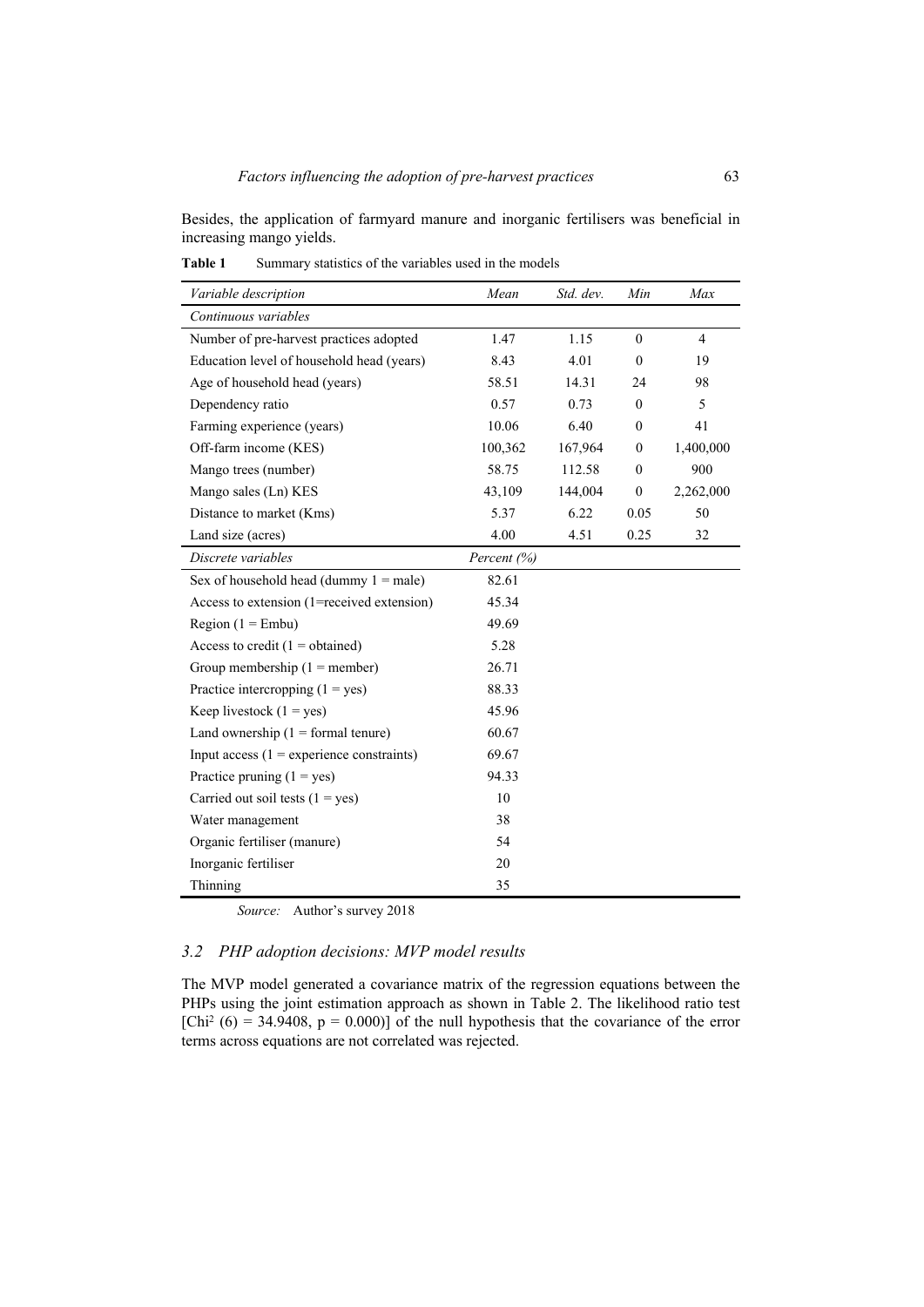Besides, the application of farmyard manure and inorganic fertilisers was beneficial in increasing mango yields.

**Table 1** Summary statistics of the variables used in the models

| *Variable description* | *Mean* | *Std. dev.* | *Min* | *Max* |
|---|---|---|---|---|
| *Continuous variables* | | | | |
| Number of pre-harvest practices adopted | 1.47 | 1.15 | 0 | 4 |
| Education level of household head (years) | 8.43 | 4.01 | 0 | 19 |
| Age of household head (years) | 58.51 | 14.31 | 24 | 98 |
| Dependency ratio | 0.57 | 0.73 | 0 | 5 |
| Farming experience (years) | 10.06 | 6.40 | 0 | 41 |
| Off-farm income (KES) | 100,362 | 167,964 | 0 | 1,400,000 |
| Mango trees (number) | 58.75 | 112.58 | 0 | 900 |
| Mango sales (Ln) KES | 43,109 | 144,004 | 0 | 2,262,000 |
| Distance to market (Kms) | 5.37 | 6.22 | 0.05 | 50 |
| Land size (acres) | 4.00 | 4.51 | 0.25 | 32 |
| *Discrete variables* | *Percent (%)* | | | |
| Sex of household head (dummy 1 = male) | 82.61 | | | |
| Access to extension (1=received extension) | 45.34 | | | |
| Region (1 = Embu) | 49.69 | | | |
| Access to credit (1 = obtained) | 5.28 | | | |
| Group membership (1 = member) | 26.71 | | | |
| Practice intercropping (1 = yes) | 88.33 | | | |
| Keep livestock (1 = yes) | 45.96 | | | |
| Land ownership (1 = formal tenure) | 60.67 | | | |
| Input access (1 = experience constraints) | 69.67 | | | |
| Practice pruning (1 = yes) | 94.33 | | | |
| Carried out soil tests (1 = yes) | 10 | | | |
| Water management | 38 | | | |
| Organic fertiliser (manure) | 54 | | | |
| Inorganic fertiliser | 20 | | | |
| Thinning | 35 | | | |

*Source:* Author's survey 2018

### *3.2 PHP adoption decisions: MVP model results*

The MVP model generated a covariance matrix of the regression equations between the PHPs using the joint estimation approach as shown in Table 2. The likelihood ratio test [$Chi^2$ (6) = 34.9408, p = 0.000)] of the null hypothesis that the covariance of the error terms across equations are not correlated was rejected.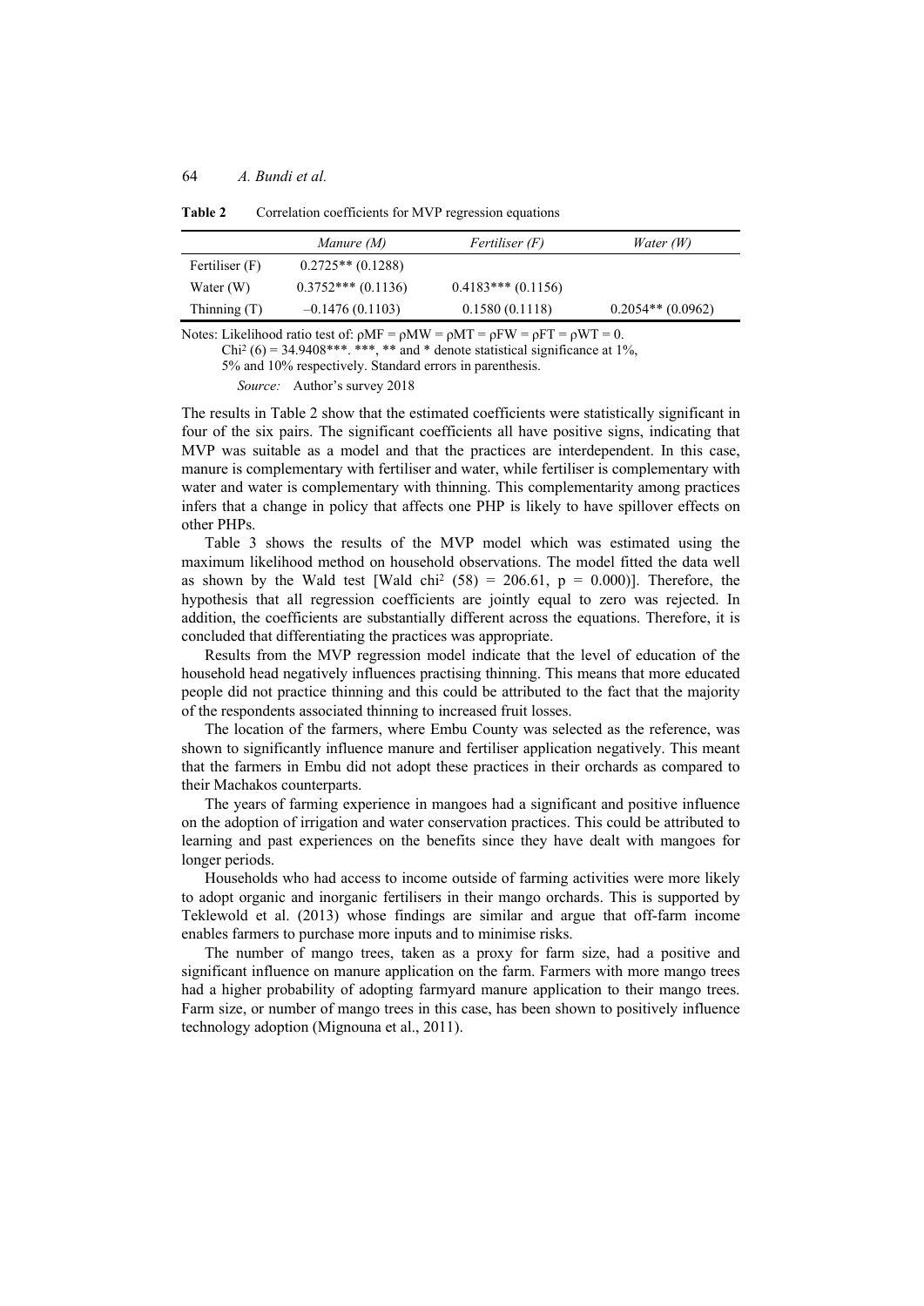**Table 2** Correlation coefficients for MVP regression equations

| | *Manure (M)* | *Fertiliser (F)* | *Water (W)* |
|---|---|---|---|
| Fertiliser (F) | 0.2725** (0.1288) | | |
| Water (W) | 0.3752*** (0.1136) | 0.4183*** (0.1156) | |
| Thinning (T) | –0.1476 (0.1103) | 0.1580 (0.1118) | 0.2054** (0.0962) |

Notes: Likelihood ratio test of: ρMF = ρMW = ρMT = ρFW = ρFT = ρWT = 0.
$Chi^2$ (6) = 34.9408***. ***, ** and * denote statistical significance at 1%, 5% and 10% respectively. Standard errors in parenthesis.

*Source:* Author's survey 2018

The results in Table 2 show that the estimated coefficients were statistically significant in four of the six pairs. The significant coefficients all have positive signs, indicating that MVP was suitable as a model and that the practices are interdependent. In this case, manure is complementary with fertiliser and water, while fertiliser is complementary with water and water is complementary with thinning. This complementarity among practices infers that a change in policy that affects one PHP is likely to have spillover effects on other PHPs.

Table 3 shows the results of the MVP model which was estimated using the maximum likelihood method on household observations. The model fitted the data well as shown by the Wald test [Wald $chi^2$ (58) = 206.61, p = 0.000)]. Therefore, the hypothesis that all regression coefficients are jointly equal to zero was rejected. In addition, the coefficients are substantially different across the equations. Therefore, it is concluded that differentiating the practices was appropriate.

Results from the MVP regression model indicate that the level of education of the household head negatively influences practising thinning. This means that more educated people did not practice thinning and this could be attributed to the fact that the majority of the respondents associated thinning to increased fruit losses.

The location of the farmers, where Embu County was selected as the reference, was shown to significantly influence manure and fertiliser application negatively. This meant that the farmers in Embu did not adopt these practices in their orchards as compared to their Machakos counterparts.

The years of farming experience in mangoes had a significant and positive influence on the adoption of irrigation and water conservation practices. This could be attributed to learning and past experiences on the benefits since they have dealt with mangoes for longer periods.

Households who had access to income outside of farming activities were more likely to adopt organic and inorganic fertilisers in their mango orchards. This is supported by Teklewold et al. (2013) whose findings are similar and argue that off-farm income enables farmers to purchase more inputs and to minimise risks.

The number of mango trees, taken as a proxy for farm size, had a positive and significant influence on manure application on the farm. Farmers with more mango trees had a higher probability of adopting farmyard manure application to their mango trees. Farm size, or number of mango trees in this case, has been shown to positively influence technology adoption (Mignouna et al., 2011).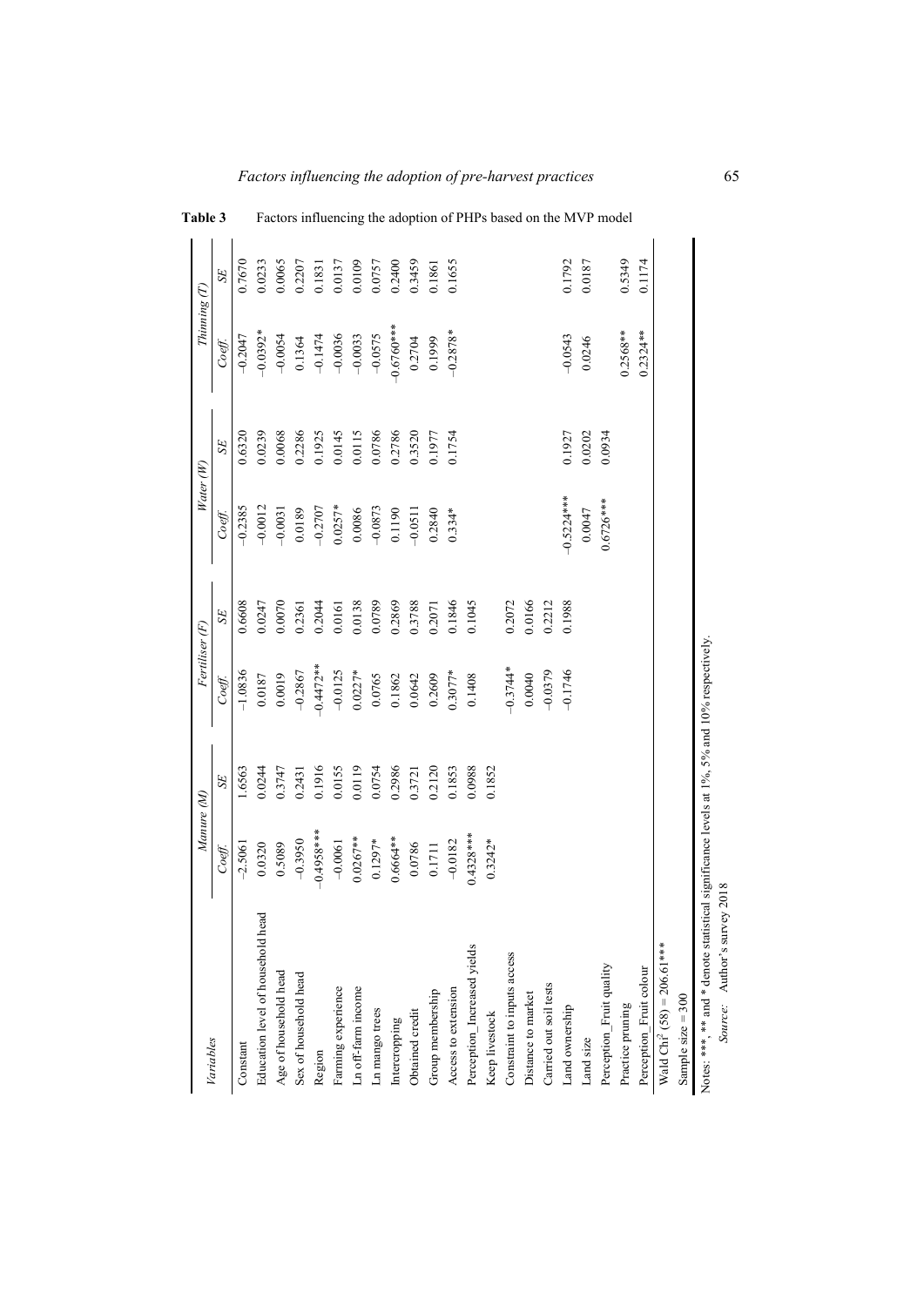**Table 3** Factors influencing the adoption of PHPs based on the MVP model

| Variables | Manure (M) | | Fertiliser (F) | | Water (W) | | Thinning (T) | |
|---|---|---|---|---|---|---|---|---|
| | Coeff. | SE | Coeff. | SE | Coeff. | SE | Coeff. | SE |
| Constant | –2.5061 | 1.6563 | –1.0836 | 0.6608 | –0.2385 | 0.6320 | –0.2047 | 0.7670 |
| Education level of household head | 0.0320 | 0.0244 | 0.0187 | 0.0247 | –0.0012 | 0.0239 | –0.0392* | 0.0233 |
| Age of household head | 0.5089 | 0.3747 | 0.0019 | 0.0070 | –0.0031 | 0.0068 | –0.0054 | 0.0065 |
| Sex of household head | –0.3950 | 0.2431 | –0.2867 | 0.2361 | 0.0189 | 0.2286 | 0.1364 | 0.2207 |
| Region | –0.4958*** | 0.1916 | –0.4472** | 0.2044 | –0.2707 | 0.1925 | –0.1474 | 0.1831 |
| Farming experience | –0.0061 | 0.0155 | –0.0125 | 0.0161 | 0.0257* | 0.0145 | –0.0036 | 0.0137 |
| Ln off-farm income | 0.0267** | 0.0119 | 0.0227* | 0.0138 | 0.0086 | 0.0115 | –0.0033 | 0.0109 |
| Ln mango trees | 0.1297* | 0.0754 | 0.0765 | 0.0789 | –0.0873 | 0.0786 | –0.0575 | 0.0757 |
| Intercropping | 0.6664** | 0.2986 | 0.1862 | 0.2869 | 0.1190 | 0.2786 | –0.6760*** | 0.2400 |
| Obtained credit | 0.0786 | 0.3721 | 0.0642 | 0.3788 | –0.0511 | 0.3520 | 0.2704 | 0.3459 |
| Group membership | 0.1711 | 0.2120 | 0.2609 | 0.2071 | 0.2840 | 0.1977 | 0.1999 | 0.1861 |
| Access to extension | –0.0182 | 0.1853 | 0.3077* | 0.1846 | 0.334* | 0.1754 | –0.2878* | 0.1655 |
| Perception_Increased yields | 0.4328*** | 0.0988 | 0.1408 | 0.1045 | | | | |
| Keep livestock | 0.3242* | 0.1852 | | | | | | |
| Constraint to inputs access | | | –0.3744* | 0.2072 | | | | |
| Distance to market | | | 0.0040 | 0.0166 | | | | |
| Carried out soil tests | | | –0.0379 | 0.2212 | | | | |
| Land ownership | | | –0.1746 | 0.1988 | –0.5224*** | 0.1927 | –0.0543 | 0.1792 |
| Land size | | | | | 0.0047 | 0.0202 | 0.0246 | 0.0187 |
| Perception_Fruit quality | | | | | 0.6726*** | 0.0934 | | |
| Practice pruning | | | | | | | 0.2568** | 0.5349 |
| Perception_Fruit colour | | | | | | | 0.2324** | 0.1174 |
| Wald $Chi^2$ (58) = 206.61*** | | | | | | | | |
| Sample size = 300 | | | | | | | | |

Notes: ***, ** and * denote statistical significance levels at 1%, 5% and 10% respectively.

*Source:* Author's survey 2018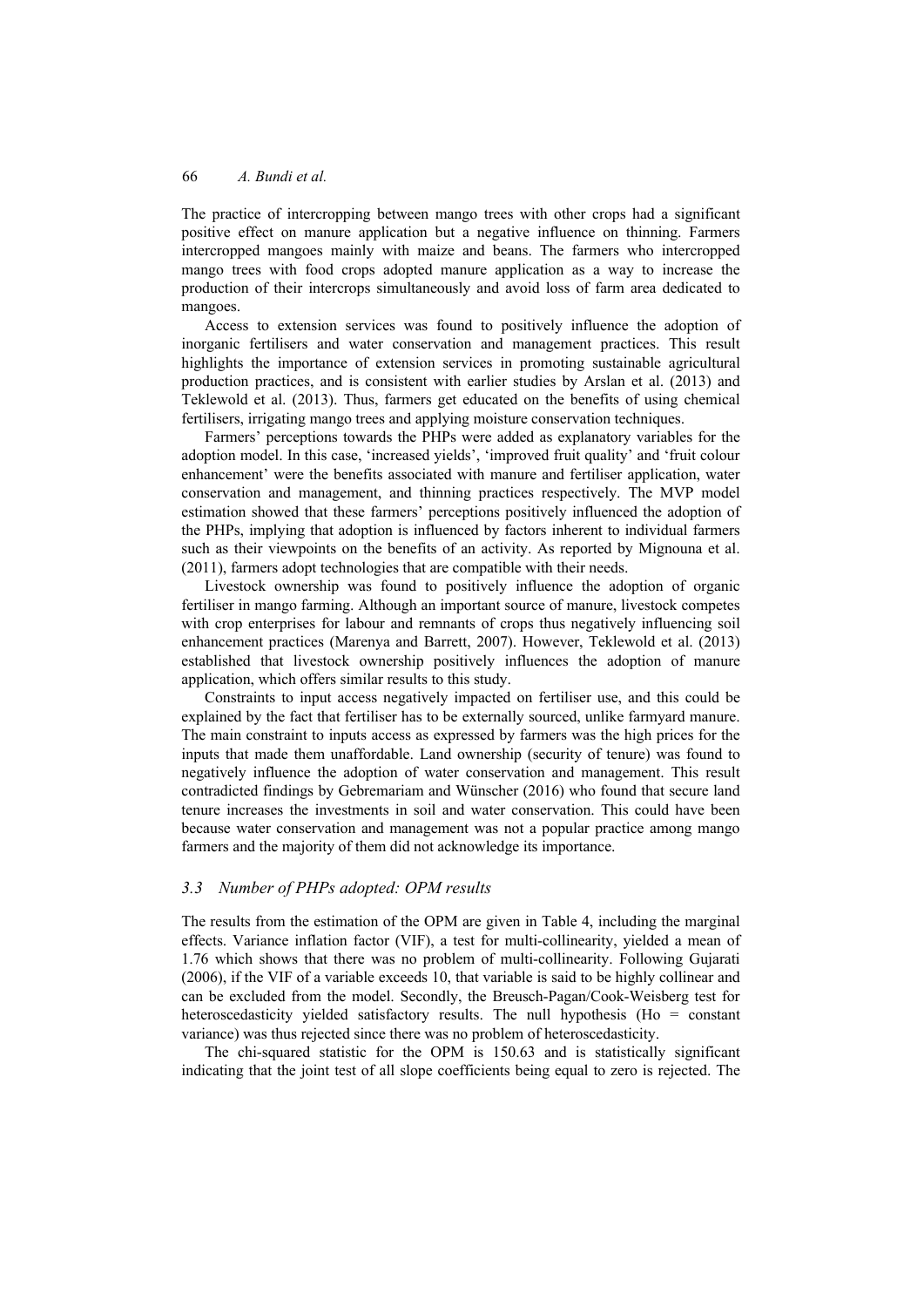The practice of intercropping between mango trees with other crops had a significant positive effect on manure application but a negative influence on thinning. Farmers intercropped mangoes mainly with maize and beans. The farmers who intercropped mango trees with food crops adopted manure application as a way to increase the production of their intercrops simultaneously and avoid loss of farm area dedicated to mangoes.

Access to extension services was found to positively influence the adoption of inorganic fertilisers and water conservation and management practices. This result highlights the importance of extension services in promoting sustainable agricultural production practices, and is consistent with earlier studies by Arslan et al. (2013) and Teklewold et al. (2013). Thus, farmers get educated on the benefits of using chemical fertilisers, irrigating mango trees and applying moisture conservation techniques.

Farmers' perceptions towards the PHPs were added as explanatory variables for the adoption model. In this case, 'increased yields', 'improved fruit quality' and 'fruit colour enhancement' were the benefits associated with manure and fertiliser application, water conservation and management, and thinning practices respectively. The MVP model estimation showed that these farmers' perceptions positively influenced the adoption of the PHPs, implying that adoption is influenced by factors inherent to individual farmers such as their viewpoints on the benefits of an activity. As reported by Mignouna et al. (2011), farmers adopt technologies that are compatible with their needs.

Livestock ownership was found to positively influence the adoption of organic fertiliser in mango farming. Although an important source of manure, livestock competes with crop enterprises for labour and remnants of crops thus negatively influencing soil enhancement practices (Marenya and Barrett, 2007). However, Teklewold et al. (2013) established that livestock ownership positively influences the adoption of manure application, which offers similar results to this study.

Constraints to input access negatively impacted on fertiliser use, and this could be explained by the fact that fertiliser has to be externally sourced, unlike farmyard manure. The main constraint to inputs access as expressed by farmers was the high prices for the inputs that made them unaffordable. Land ownership (security of tenure) was found to negatively influence the adoption of water conservation and management. This result contradicted findings by Gebremariam and Wünscher (2016) who found that secure land tenure increases the investments in soil and water conservation. This could have been because water conservation and management was not a popular practice among mango farmers and the majority of them did not acknowledge its importance.

### 3.3 Number of PHPs adopted: OPM results

The results from the estimation of the OPM are given in Table 4, including the marginal effects. Variance inflation factor (VIF), a test for multi-collinearity, yielded a mean of 1.76 which shows that there was no problem of multi-collinearity. Following Gujarati (2006), if the VIF of a variable exceeds 10, that variable is said to be highly collinear and can be excluded from the model. Secondly, the Breusch-Pagan/Cook-Weisberg test for heteroscedasticity yielded satisfactory results. The null hypothesis (Ho = constant variance) was thus rejected since there was no problem of heteroscedasticity.

The chi-squared statistic for the OPM is 150.63 and is statistically significant indicating that the joint test of all slope coefficients being equal to zero is rejected. The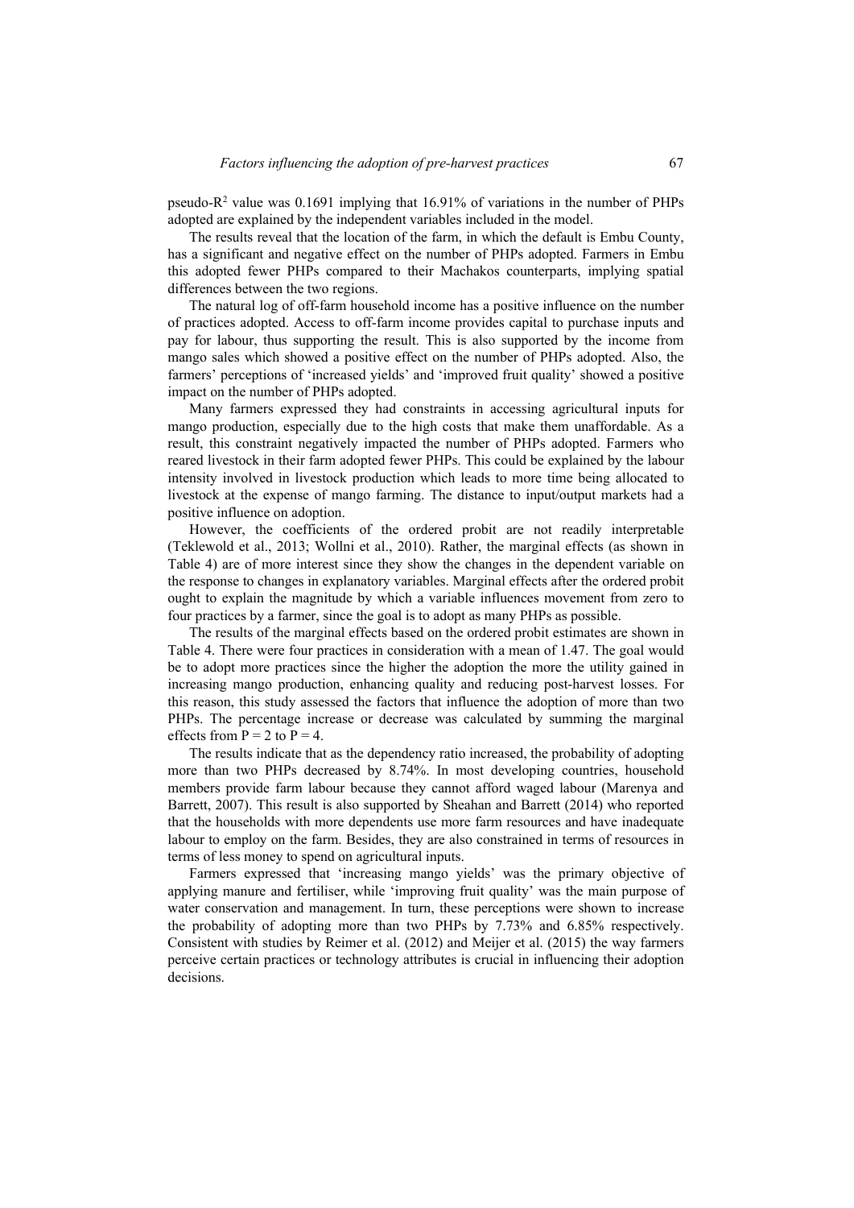pseudo-$R^2$ value was 0.1691 implying that 16.91% of variations in the number of PHPs adopted are explained by the independent variables included in the model.

The results reveal that the location of the farm, in which the default is Embu County, has a significant and negative effect on the number of PHPs adopted. Farmers in Embu this adopted fewer PHPs compared to their Machakos counterparts, implying spatial differences between the two regions.

The natural log of off-farm household income has a positive influence on the number of practices adopted. Access to off-farm income provides capital to purchase inputs and pay for labour, thus supporting the result. This is also supported by the income from mango sales which showed a positive effect on the number of PHPs adopted. Also, the farmers' perceptions of 'increased yields' and 'improved fruit quality' showed a positive impact on the number of PHPs adopted.

Many farmers expressed they had constraints in accessing agricultural inputs for mango production, especially due to the high costs that make them unaffordable. As a result, this constraint negatively impacted the number of PHPs adopted. Farmers who reared livestock in their farm adopted fewer PHPs. This could be explained by the labour intensity involved in livestock production which leads to more time being allocated to livestock at the expense of mango farming. The distance to input/output markets had a positive influence on adoption.

However, the coefficients of the ordered probit are not readily interpretable (Teklewold et al., 2013; Wollni et al., 2010). Rather, the marginal effects (as shown in Table 4) are of more interest since they show the changes in the dependent variable on the response to changes in explanatory variables. Marginal effects after the ordered probit ought to explain the magnitude by which a variable influences movement from zero to four practices by a farmer, since the goal is to adopt as many PHPs as possible.

The results of the marginal effects based on the ordered probit estimates are shown in Table 4. There were four practices in consideration with a mean of 1.47. The goal would be to adopt more practices since the higher the adoption the more the utility gained in increasing mango production, enhancing quality and reducing post-harvest losses. For this reason, this study assessed the factors that influence the adoption of more than two PHPs. The percentage increase or decrease was calculated by summing the marginal effects from $P = 2$ to $P = 4$.

The results indicate that as the dependency ratio increased, the probability of adopting more than two PHPs decreased by 8.74%. In most developing countries, household members provide farm labour because they cannot afford waged labour (Marenya and Barrett, 2007). This result is also supported by Sheahan and Barrett (2014) who reported that the households with more dependents use more farm resources and have inadequate labour to employ on the farm. Besides, they are also constrained in terms of resources in terms of less money to spend on agricultural inputs.

Farmers expressed that 'increasing mango yields' was the primary objective of applying manure and fertiliser, while 'improving fruit quality' was the main purpose of water conservation and management. In turn, these perceptions were shown to increase the probability of adopting more than two PHPs by 7.73% and 6.85% respectively. Consistent with studies by Reimer et al. (2012) and Meijer et al. (2015) the way farmers perceive certain practices or technology attributes is crucial in influencing their adoption decisions.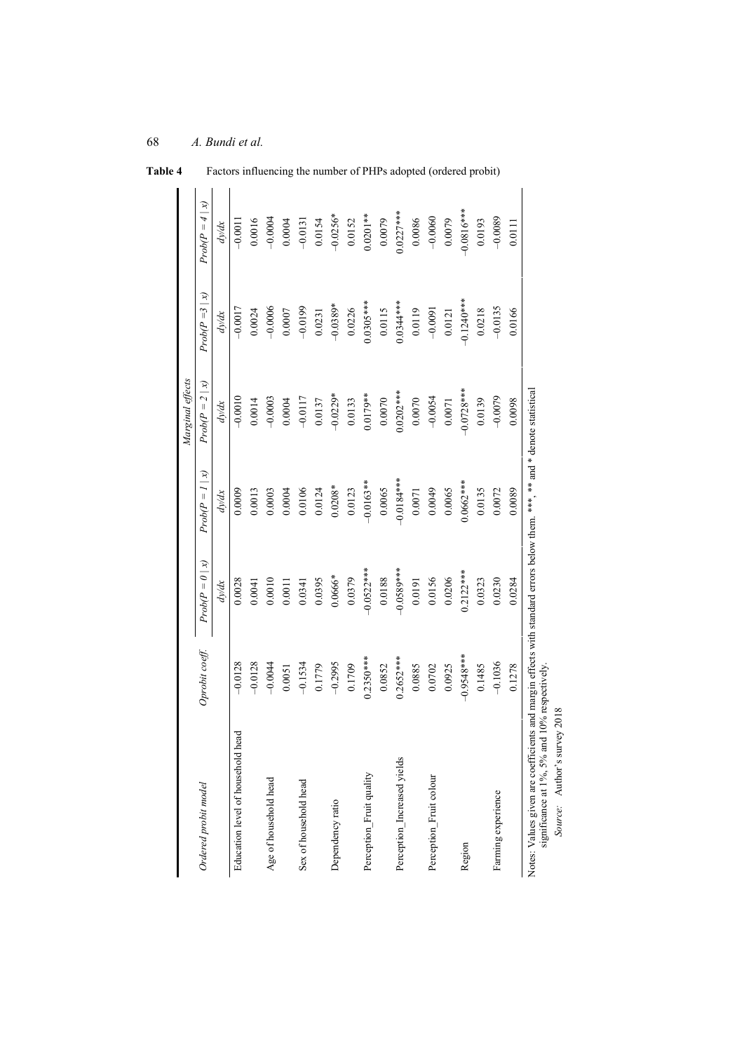**Table 4** Factors influencing the number of PHPs adopted (ordered probit)

| Ordered probit model | Oprobit coeff. | Marginal effects | | | | |
|---|---|---|---|---|---|---|
| | | $Prob(P = 0 \mid x)$ | $Prob(P = 1 \mid x)$ | $Prob(P = 2 \mid x)$ | $Prob(P = 3 \mid x)$ | $Prob(P = 4 \mid x)$ |
| | | $dy/dx$ | $dy/dx$ | $dy/dx$ | $dy/dx$ | $dy/dx$ |
| Education level of household head | –0.0128 | 0.0028 | 0.0009 | –0.0010 | –0.0017 | –0.0011 |
| | –0.0128 | 0.0041 | 0.0013 | 0.0014 | 0.0024 | 0.0016 |
| Age of household head | –0.0044 | 0.0010 | 0.0003 | –0.0003 | –0.0006 | –0.0004 |
| | 0.0051 | 0.0011 | 0.0004 | 0.0004 | 0.0007 | 0.0004 |
| Sex of household head | –0.1534 | 0.0341 | 0.0106 | –0.0117 | –0.0199 | –0.0131 |
| | 0.1779 | 0.0395 | 0.0124 | 0.0137 | 0.0231 | 0.0154 |
| Dependency ratio | –0.2995 | 0.0666* | 0.0208* | –0.0229* | –0.0389* | –0.0256* |
| | 0.1709 | 0.0379 | 0.0123 | 0.0133 | 0.0226 | 0.0152 |
| Perception_Fruit quality | 0.2350*** | –0.0522*** | –0.0163** | 0.0179** | 0.0305*** | 0.0201** |
| | 0.0852 | 0.0188 | 0.0065 | 0.0070 | 0.0115 | 0.0079 |
| Perception_Increased yields | 0.2652*** | –0.0589*** | –0.0184*** | 0.0202*** | 0.0344*** | 0.0227*** |
| | 0.0885 | 0.0191 | 0.0071 | 0.0070 | 0.0119 | 0.0086 |
| Perception_Fruit colour | 0.0702 | 0.0156 | 0.0049 | –0.0054 | –0.0091 | –0.0060 |
| | 0.0925 | 0.0206 | 0.0065 | 0.0071 | 0.0121 | 0.0079 |
| Region | –0.9548*** | 0.2122*** | 0.0662*** | –0.0728*** | –0.1240*** | –0.0816*** |
| | 0.1485 | 0.0323 | 0.0135 | 0.0139 | 0.0218 | 0.0193 |
| Farming experience | –0.1036 | 0.0230 | 0.0072 | –0.0079 | –0.0135 | –0.0089 |
| | 0.1278 | 0.0284 | 0.0089 | 0.0098 | 0.0166 | 0.0111 |

Notes: Values given are coefficients and margin effects with standard errors below them. ***, ** and * denote statistical significance at 1%, 5% and 10% respectively.

*Source:* Author's survey 2018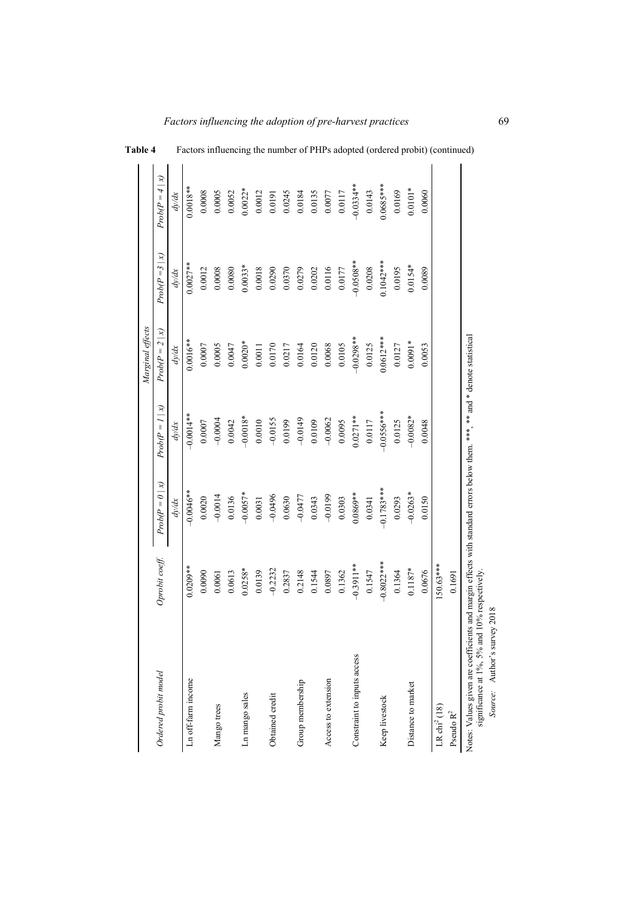**Table 4** Factors influencing the number of PHPs adopted (ordered probit) (continued)

| Ordered probit model | Oprobit coeff. | Marginal effects | | | | |
|---|---|---|---|---|---|---|
| | | $Prob(P = 0 \mid x)$ | $Prob(P = 1 \mid x)$ | $Prob(P = 2 \mid x)$ | $Prob(P = 3 \mid x)$ | $Prob(P = 4 \mid x)$ |
| | | $dy/dx$ | $dy/dx$ | $dy/dx$ | $dy/dx$ | $dy/dx$ |
| Ln off-farm income | 0.0209** | −0.0046** | −0.0014** | 0.0016** | 0.0027** | 0.0018** |
| | 0.0090 | 0.0020 | 0.0007 | 0.0007 | 0.0012 | 0.0008 |
| Mango trees | 0.0061 | −0.0014 | −0.0004 | 0.0005 | 0.0008 | 0.0005 |
| | 0.0613 | 0.0136 | 0.0042 | 0.0047 | 0.0080 | 0.0052 |
| Ln mango sales | 0.0258* | −0.0057* | −0.0018* | 0.0020* | 0.0033* | 0.0022* |
| | 0.0139 | 0.0031 | 0.0010 | 0.0011 | 0.0018 | 0.0012 |
| Obtained credit | −0.2232 | −0.0496 | −0.0155 | 0.0170 | 0.0290 | 0.0191 |
| | 0.2837 | 0.0630 | 0.0199 | 0.0217 | 0.0370 | 0.0245 |
| Group membership | 0.2148 | −0.0477 | −0.0149 | 0.0164 | 0.0279 | 0.0184 |
| | 0.1544 | 0.0343 | 0.0109 | 0.0120 | 0.0202 | 0.0135 |
| Access to extension | 0.0897 | −0.0199 | −0.0062 | 0.0068 | 0.0116 | 0.0077 |
| | 0.1362 | 0.0303 | 0.0095 | 0.0105 | 0.0177 | 0.0117 |
| Constraint to inputs access | −0.3911** | 0.0869** | 0.0271** | −0.0298** | −0.0508** | −0.0334** |
| | 0.1547 | 0.0341 | 0.0117 | 0.0125 | 0.0208 | 0.0143 |
| Keep livestock | −0.8022*** | −0.1783*** | −0.0556*** | 0.0612*** | 0.1042*** | 0.0685*** |
| | 0.1364 | 0.0293 | 0.0125 | 0.0127 | 0.0195 | 0.0169 |
| Distance to market | 0.1187* | −0.0263* | −0.0082* | 0.0091* | 0.0154* | 0.0101* |
| | 0.0676 | 0.0150 | 0.0048 | 0.0053 | 0.0089 | 0.0060 |
| LR $chi^2$ (18) | 150.63*** | | | | | |
| Pseudo $R^2$ | 0.1691 | | | | | |

Notes: Values given are coefficients and margin effects with standard errors below them. ***, ** and * denote statistical significance at 1%, 5% and 10% respectively.

*Source:* Author's survey 2018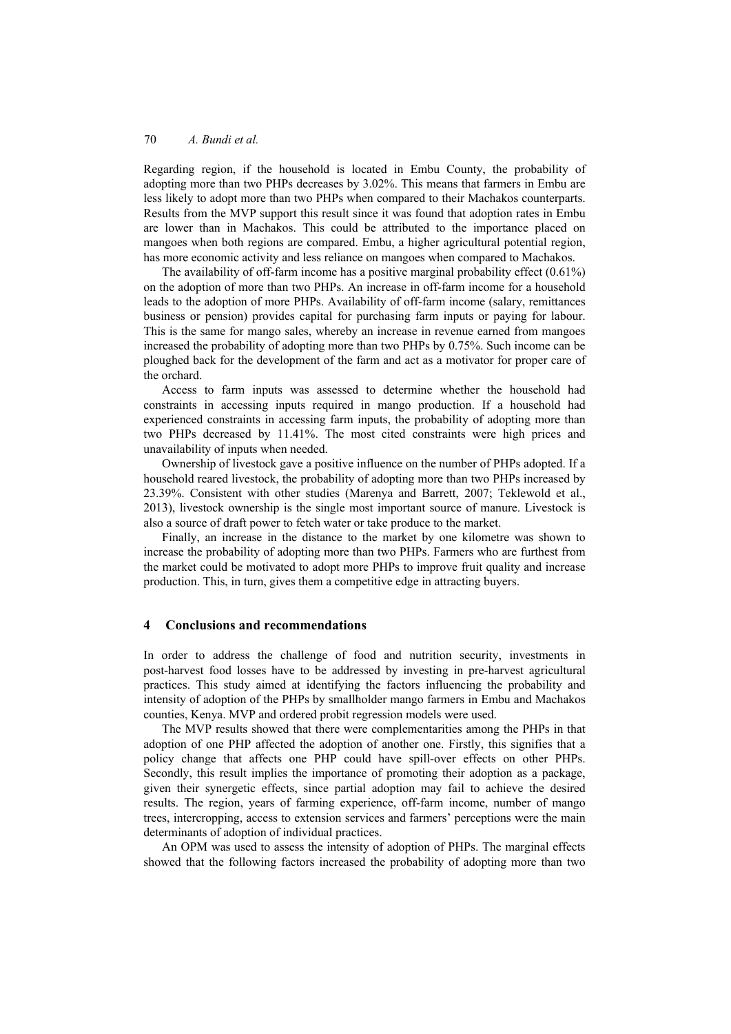Regarding region, if the household is located in Embu County, the probability of adopting more than two PHPs decreases by 3.02%. This means that farmers in Embu are less likely to adopt more than two PHPs when compared to their Machakos counterparts. Results from the MVP support this result since it was found that adoption rates in Embu are lower than in Machakos. This could be attributed to the importance placed on mangoes when both regions are compared. Embu, a higher agricultural potential region, has more economic activity and less reliance on mangoes when compared to Machakos.

The availability of off-farm income has a positive marginal probability effect (0.61%) on the adoption of more than two PHPs. An increase in off-farm income for a household leads to the adoption of more PHPs. Availability of off-farm income (salary, remittances business or pension) provides capital for purchasing farm inputs or paying for labour. This is the same for mango sales, whereby an increase in revenue earned from mangoes increased the probability of adopting more than two PHPs by 0.75%. Such income can be ploughed back for the development of the farm and act as a motivator for proper care of the orchard.

Access to farm inputs was assessed to determine whether the household had constraints in accessing inputs required in mango production. If a household had experienced constraints in accessing farm inputs, the probability of adopting more than two PHPs decreased by 11.41%. The most cited constraints were high prices and unavailability of inputs when needed.

Ownership of livestock gave a positive influence on the number of PHPs adopted. If a household reared livestock, the probability of adopting more than two PHPs increased by 23.39%. Consistent with other studies (Marenya and Barrett, 2007; Teklewold et al., 2013), livestock ownership is the single most important source of manure. Livestock is also a source of draft power to fetch water or take produce to the market.

Finally, an increase in the distance to the market by one kilometre was shown to increase the probability of adopting more than two PHPs. Farmers who are furthest from the market could be motivated to adopt more PHPs to improve fruit quality and increase production. This, in turn, gives them a competitive edge in attracting buyers.

## 4 Conclusions and recommendations

In order to address the challenge of food and nutrition security, investments in post-harvest food losses have to be addressed by investing in pre-harvest agricultural practices. This study aimed at identifying the factors influencing the probability and intensity of adoption of the PHPs by smallholder mango farmers in Embu and Machakos counties, Kenya. MVP and ordered probit regression models were used.

The MVP results showed that there were complementarities among the PHPs in that adoption of one PHP affected the adoption of another one. Firstly, this signifies that a policy change that affects one PHP could have spill-over effects on other PHPs. Secondly, this result implies the importance of promoting their adoption as a package, given their synergetic effects, since partial adoption may fail to achieve the desired results. The region, years of farming experience, off-farm income, number of mango trees, intercropping, access to extension services and farmers' perceptions were the main determinants of adoption of individual practices.

An OPM was used to assess the intensity of adoption of PHPs. The marginal effects showed that the following factors increased the probability of adopting more than two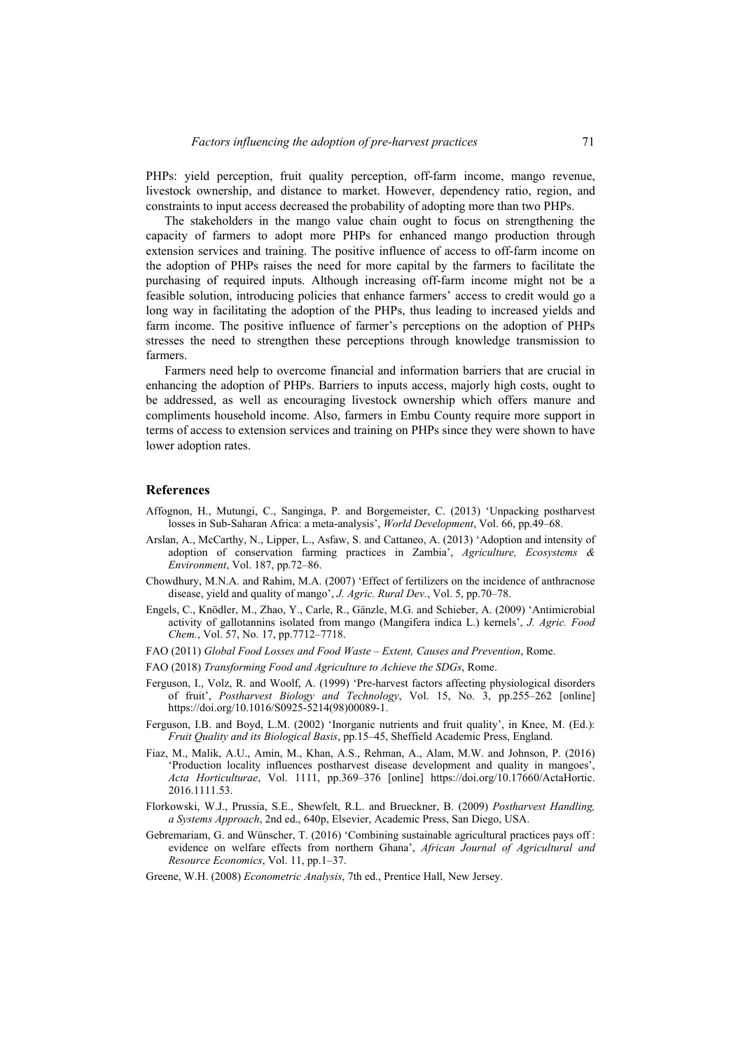PHPs: yield perception, fruit quality perception, off-farm income, mango revenue, livestock ownership, and distance to market. However, dependency ratio, region, and constraints to input access decreased the probability of adopting more than two PHPs.

The stakeholders in the mango value chain ought to focus on strengthening the capacity of farmers to adopt more PHPs for enhanced mango production through extension services and training. The positive influence of access to off-farm income on the adoption of PHPs raises the need for more capital by the farmers to facilitate the purchasing of required inputs. Although increasing off-farm income might not be a feasible solution, introducing policies that enhance farmers' access to credit would go a long way in facilitating the adoption of the PHPs, thus leading to increased yields and farm income. The positive influence of farmer's perceptions on the adoption of PHPs stresses the need to strengthen these perceptions through knowledge transmission to farmers.

Farmers need help to overcome financial and information barriers that are crucial in enhancing the adoption of PHPs. Barriers to inputs access, majorly high costs, ought to be addressed, as well as encouraging livestock ownership which offers manure and compliments household income. Also, farmers in Embu County require more support in terms of access to extension services and training on PHPs since they were shown to have lower adoption rates.

## References

Affognon, H., Mutungi, C., Sanginga, P. and Borgemeister, C. (2013) 'Unpacking postharvest losses in Sub-Saharan Africa: a meta-analysis', *World Development*, Vol. 66, pp.49–68.

Arslan, A., McCarthy, N., Lipper, L., Asfaw, S. and Cattaneo, A. (2013) 'Adoption and intensity of adoption of conservation farming practices in Zambia', *Agriculture, Ecosystems & Environment*, Vol. 187, pp.72–86.

Chowdhury, M.N.A. and Rahim, M.A. (2007) 'Effect of fertilizers on the incidence of anthracnose disease, yield and quality of mango', *J. Agric. Rural Dev.*, Vol. 5, pp.70–78.

Engels, C., Knödler, M., Zhao, Y., Carle, R., Gänzle, M.G. and Schieber, A. (2009) 'Antimicrobial activity of gallotannins isolated from mango (Mangifera indica L.) kernels', *J. Agric. Food Chem.*, Vol. 57, No. 17, pp.7712–7718.

FAO (2011) *Global Food Losses and Food Waste – Extent, Causes and Prevention*, Rome.

FAO (2018) *Transforming Food and Agriculture to Achieve the SDGs*, Rome.

Ferguson, I., Volz, R. and Woolf, A. (1999) 'Pre-harvest factors affecting physiological disorders of fruit', *Postharvest Biology and Technology*, Vol. 15, No. 3, pp.255–262 [online] https://doi.org/10.1016/S0925-5214(98)00089-1.

Ferguson, I.B. and Boyd, L.M. (2002) 'Inorganic nutrients and fruit quality', in Knee, M. (Ed.): *Fruit Quality and its Biological Basis*, pp.15–45, Sheffield Academic Press, England.

Fiaz, M., Malik, A.U., Amin, M., Khan, A.S., Rehman, A., Alam, M.W. and Johnson, P. (2016) 'Production locality influences postharvest disease development and quality in mangoes', *Acta Horticulturae*, Vol. 1111, pp.369–376 [online] https://doi.org/10.17660/ActaHortic.2016.1111.53.

Florkowski, W.J., Prussia, S.E., Shewfelt, R.L. and Brueckner, B. (2009) *Postharvest Handling, a Systems Approach*, 2nd ed., 640p, Elsevier, Academic Press, San Diego, USA.

Gebremariam, G. and Wünscher, T. (2016) 'Combining sustainable agricultural practices pays off : evidence on welfare effects from northern Ghana', *African Journal of Agricultural and Resource Economics*, Vol. 11, pp.1–37.

Greene, W.H. (2008) *Econometric Analysis*, 7th ed., Prentice Hall, New Jersey.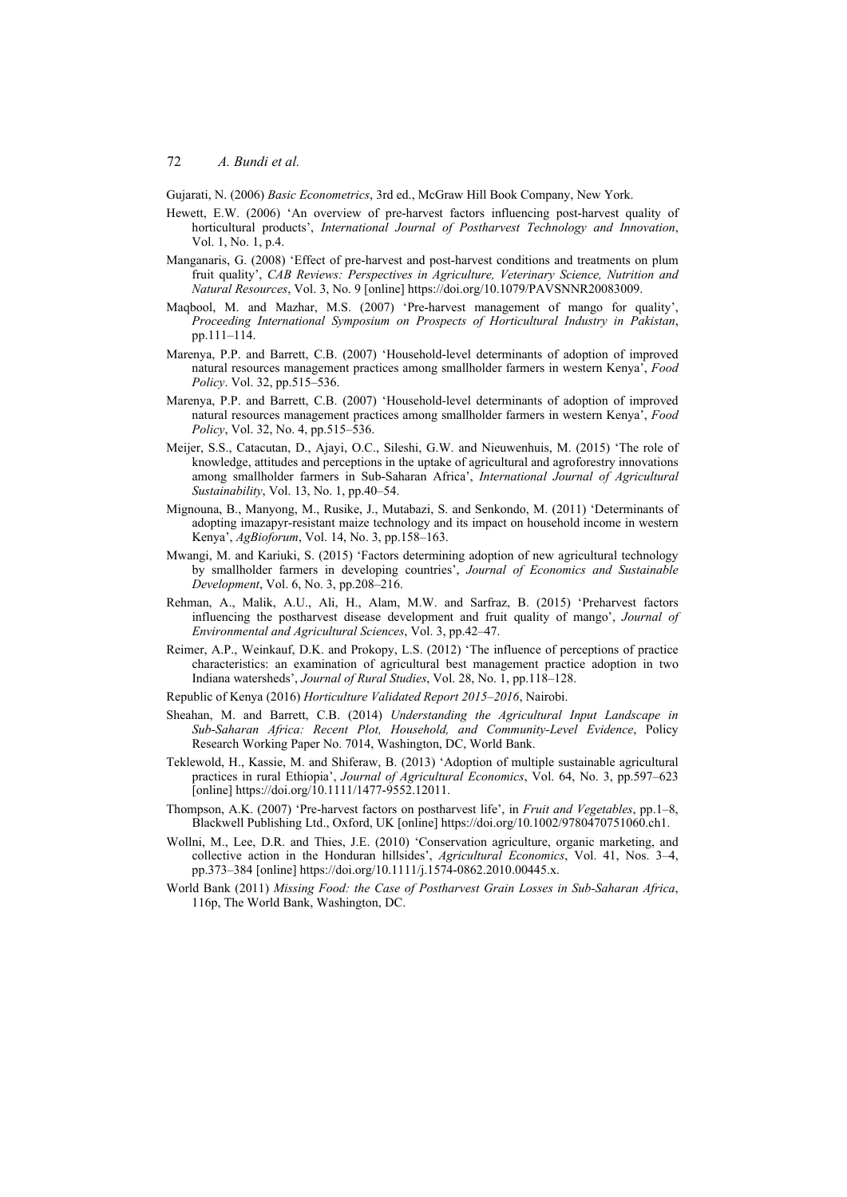Gujarati, N. (2006) *Basic Econometrics*, 3rd ed., McGraw Hill Book Company, New York.

Hewett, E.W. (2006) 'An overview of pre-harvest factors influencing post-harvest quality of horticultural products', *International Journal of Postharvest Technology and Innovation*, Vol. 1, No. 1, p.4.

Manganaris, G. (2008) 'Effect of pre-harvest and post-harvest conditions and treatments on plum fruit quality', *CAB Reviews: Perspectives in Agriculture, Veterinary Science, Nutrition and Natural Resources*, Vol. 3, No. 9 [online] https://doi.org/10.1079/PAVSNNR20083009.

Maqbool, M. and Mazhar, M.S. (2007) 'Pre-harvest management of mango for quality', *Proceeding International Symposium on Prospects of Horticultural Industry in Pakistan*, pp.111–114.

Marenya, P.P. and Barrett, C.B. (2007) 'Household-level determinants of adoption of improved natural resources management practices among smallholder farmers in western Kenya', *Food Policy*. Vol. 32, pp.515–536.

Marenya, P.P. and Barrett, C.B. (2007) 'Household-level determinants of adoption of improved natural resources management practices among smallholder farmers in western Kenya', *Food Policy*, Vol. 32, No. 4, pp.515–536.

Meijer, S.S., Catacutan, D., Ajayi, O.C., Sileshi, G.W. and Nieuwenhuis, M. (2015) 'The role of knowledge, attitudes and perceptions in the uptake of agricultural and agroforestry innovations among smallholder farmers in Sub-Saharan Africa', *International Journal of Agricultural Sustainability*, Vol. 13, No. 1, pp.40–54.

Mignouna, B., Manyong, M., Rusike, J., Mutabazi, S. and Senkondo, M. (2011) 'Determinants of adopting imazapyr-resistant maize technology and its impact on household income in western Kenya', *AgBioforum*, Vol. 14, No. 3, pp.158–163.

Mwangi, M. and Kariuki, S. (2015) 'Factors determining adoption of new agricultural technology by smallholder farmers in developing countries', *Journal of Economics and Sustainable Development*, Vol. 6, No. 3, pp.208–216.

Rehman, A., Malik, A.U., Ali, H., Alam, M.W. and Sarfraz, B. (2015) 'Preharvest factors influencing the postharvest disease development and fruit quality of mango', *Journal of Environmental and Agricultural Sciences*, Vol. 3, pp.42–47.

Reimer, A.P., Weinkauf, D.K. and Prokopy, L.S. (2012) 'The influence of perceptions of practice characteristics: an examination of agricultural best management practice adoption in two Indiana watersheds', *Journal of Rural Studies*, Vol. 28, No. 1, pp.118–128.

Republic of Kenya (2016) *Horticulture Validated Report 2015–2016*, Nairobi.

Sheahan, M. and Barrett, C.B. (2014) *Understanding the Agricultural Input Landscape in Sub-Saharan Africa: Recent Plot, Household, and Community-Level Evidence*, Policy Research Working Paper No. 7014, Washington, DC, World Bank.

Teklewold, H., Kassie, M. and Shiferaw, B. (2013) 'Adoption of multiple sustainable agricultural practices in rural Ethiopia', *Journal of Agricultural Economics*, Vol. 64, No. 3, pp.597–623 [online] https://doi.org/10.1111/1477-9552.12011.

Thompson, A.K. (2007) 'Pre-harvest factors on postharvest life', in *Fruit and Vegetables*, pp.1–8, Blackwell Publishing Ltd., Oxford, UK [online] https://doi.org/10.1002/9780470751060.ch1.

Wollni, M., Lee, D.R. and Thies, J.E. (2010) 'Conservation agriculture, organic marketing, and collective action in the Honduran hillsides', *Agricultural Economics*, Vol. 41, Nos. 3–4, pp.373–384 [online] https://doi.org/10.1111/j.1574-0862.2010.00445.x.

World Bank (2011) *Missing Food: the Case of Postharvest Grain Losses in Sub-Saharan Africa*, 116p, The World Bank, Washington, DC.